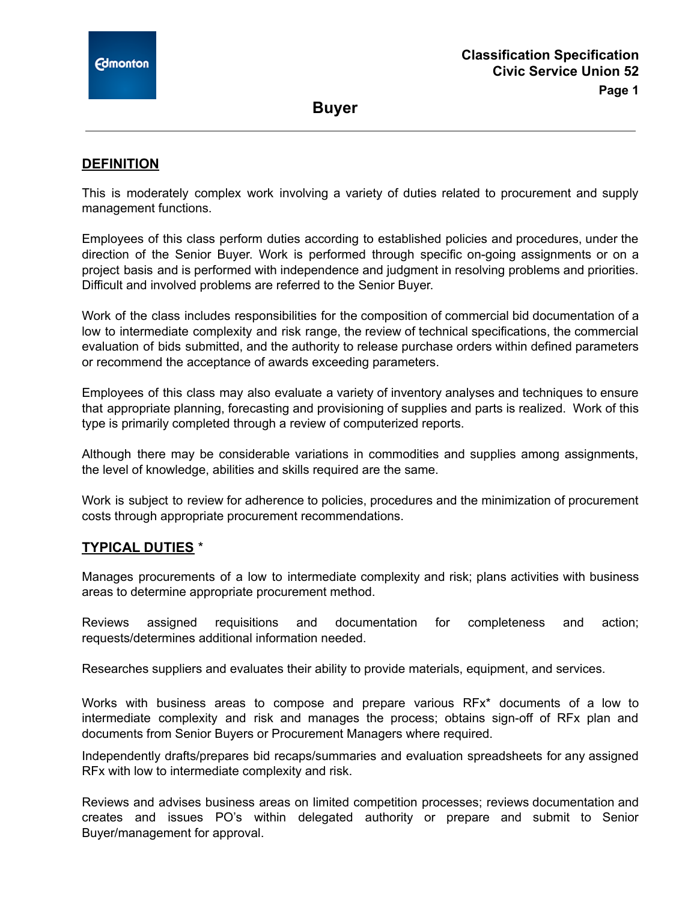**Classification Specification**
**Civic Service Union 52**

# Buyer

## DEFINITION

This is moderately complex work involving a variety of duties related to procurement and supply management functions.

Employees of this class perform duties according to established policies and procedures, under the direction of the Senior Buyer. Work is performed through specific on-going assignments or on a project basis and is performed with independence and judgment in resolving problems and priorities. Difficult and involved problems are referred to the Senior Buyer.

Work of the class includes responsibilities for the composition of commercial bid documentation of a low to intermediate complexity and risk range, the review of technical specifications, the commercial evaluation of bids submitted, and the authority to release purchase orders within defined parameters or recommend the acceptance of awards exceeding parameters.

Employees of this class may also evaluate a variety of inventory analyses and techniques to ensure that appropriate planning, forecasting and provisioning of supplies and parts is realized. Work of this type is primarily completed through a review of computerized reports.

Although there may be considerable variations in commodities and supplies among assignments, the level of knowledge, abilities and skills required are the same.

Work is subject to review for adherence to policies, procedures and the minimization of procurement costs through appropriate procurement recommendations.

## TYPICAL DUTIES *

Manages procurements of a low to intermediate complexity and risk; plans activities with business areas to determine appropriate procurement method.

Reviews assigned requisitions and documentation for completeness and action; requests/determines additional information needed.

Researches suppliers and evaluates their ability to provide materials, equipment, and services.

Works with business areas to compose and prepare various RFx* documents of a low to intermediate complexity and risk and manages the process; obtains sign-off of RFx plan and documents from Senior Buyers or Procurement Managers where required.

Independently drafts/prepares bid recaps/summaries and evaluation spreadsheets for any assigned RFx with low to intermediate complexity and risk.

Reviews and advises business areas on limited competition processes; reviews documentation and creates and issues PO's within delegated authority or prepare and submit to Senior Buyer/management for approval.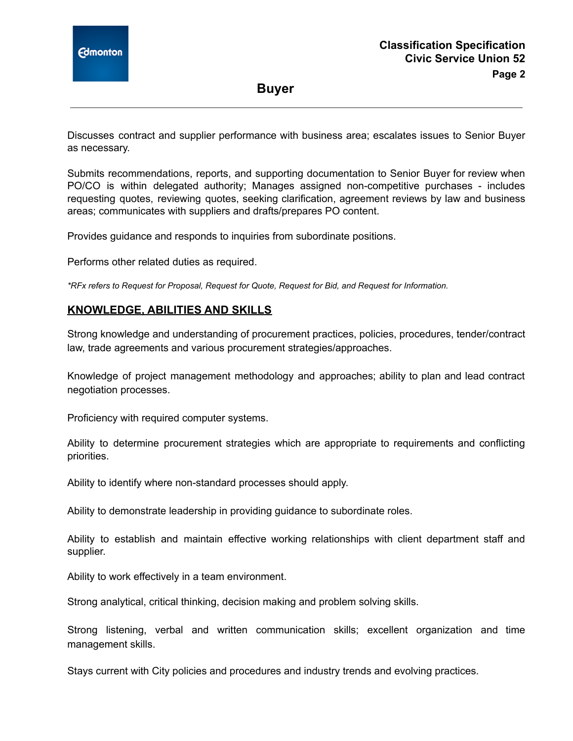Discusses contract and supplier performance with business area; escalates issues to Senior Buyer as necessary.

Submits recommendations, reports, and supporting documentation to Senior Buyer for review when PO/CO is within delegated authority; Manages assigned non-competitive purchases - includes requesting quotes, reviewing quotes, seeking clarification, agreement reviews by law and business areas; communicates with suppliers and drafts/prepares PO content.

Provides guidance and responds to inquiries from subordinate positions.

Performs other related duties as required.

*\*RFx refers to Request for Proposal, Request for Quote, Request for Bid, and Request for Information.*

## KNOWLEDGE, ABILITIES AND SKILLS

Strong knowledge and understanding of procurement practices, policies, procedures, tender/contract law, trade agreements and various procurement strategies/approaches.

Knowledge of project management methodology and approaches; ability to plan and lead contract negotiation processes.

Proficiency with required computer systems.

Ability to determine procurement strategies which are appropriate to requirements and conflicting priorities.

Ability to identify where non-standard processes should apply.

Ability to demonstrate leadership in providing guidance to subordinate roles.

Ability to establish and maintain effective working relationships with client department staff and supplier.

Ability to work effectively in a team environment.

Strong analytical, critical thinking, decision making and problem solving skills.

Strong listening, verbal and written communication skills; excellent organization and time management skills.

Stays current with City policies and procedures and industry trends and evolving practices.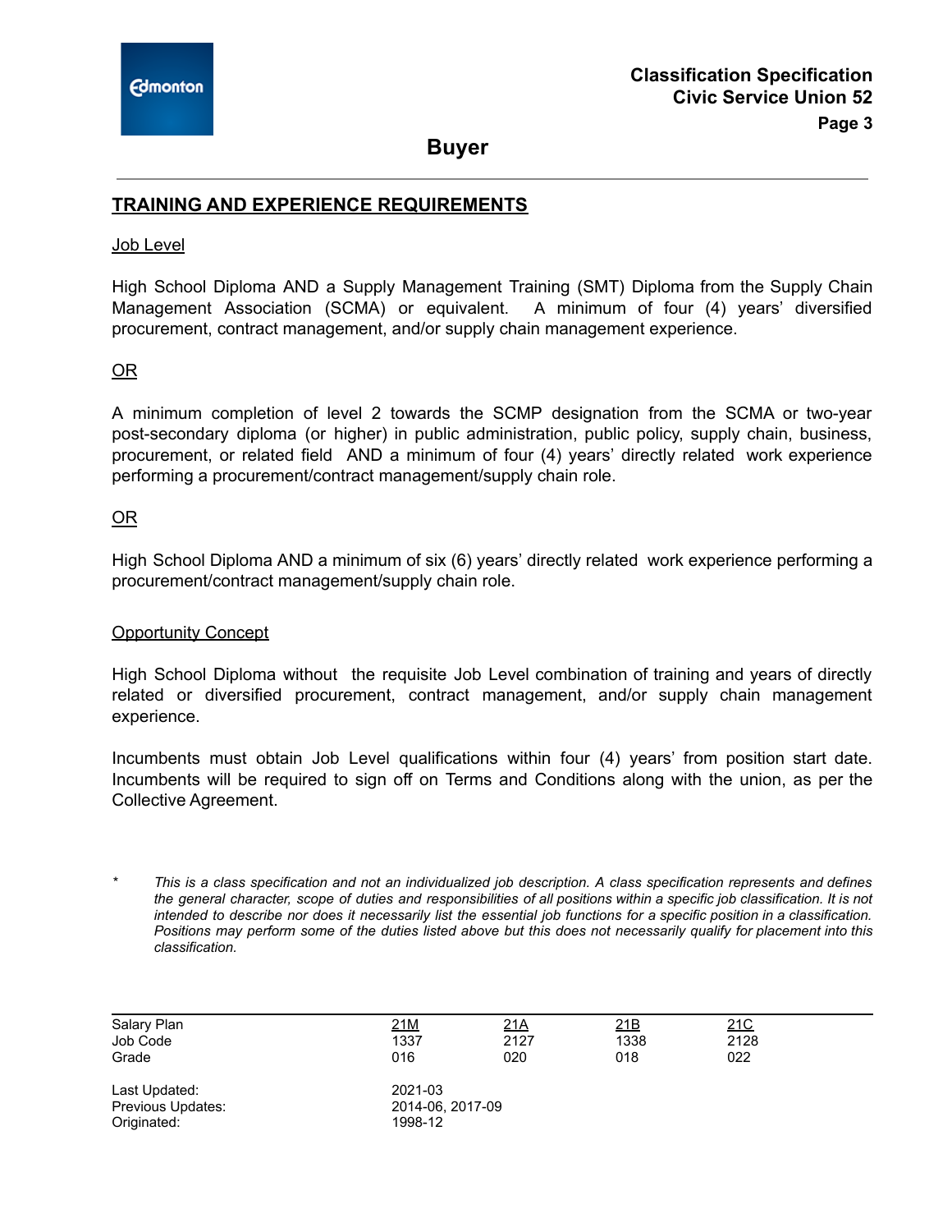## TRAINING AND EXPERIENCE REQUIREMENTS

Job Level

High School Diploma AND a Supply Management Training (SMT) Diploma from the Supply Chain Management Association (SCMA) or equivalent. A minimum of four (4) years' diversified procurement, contract management, and/or supply chain management experience.

OR

A minimum completion of level 2 towards the SCMP designation from the SCMA or two-year post-secondary diploma (or higher) in public administration, public policy, supply chain, business, procurement, or related field AND a minimum of four (4) years' directly related work experience performing a procurement/contract management/supply chain role.

OR

High School Diploma AND a minimum of six (6) years' directly related work experience performing a procurement/contract management/supply chain role.

Opportunity Concept

High School Diploma without the requisite Job Level combination of training and years of directly related or diversified procurement, contract management, and/or supply chain management experience.

Incumbents must obtain Job Level qualifications within four (4) years' from position start date. Incumbents will be required to sign off on Terms and Conditions along with the union, as per the Collective Agreement.

\* *This is a class specification and not an individualized job description. A class specification represents and defines the general character, scope of duties and responsibilities of all positions within a specific job classification. It is not intended to describe nor does it necessarily list the essential job functions for a specific position in a classification. Positions may perform some of the duties listed above but this does not necessarily qualify for placement into this classification.*

| | | | | |
|---|---|---|---|---|
| Salary Plan | 21M | 21A | 21B | 21C |
| Job Code | 1337 | 2127 | 1338 | 2128 |
| Grade | 016 | 020 | 018 | 022 |

Last Updated: 2021-03
Previous Updates: 2014-06, 2017-09
Originated: 1998-12